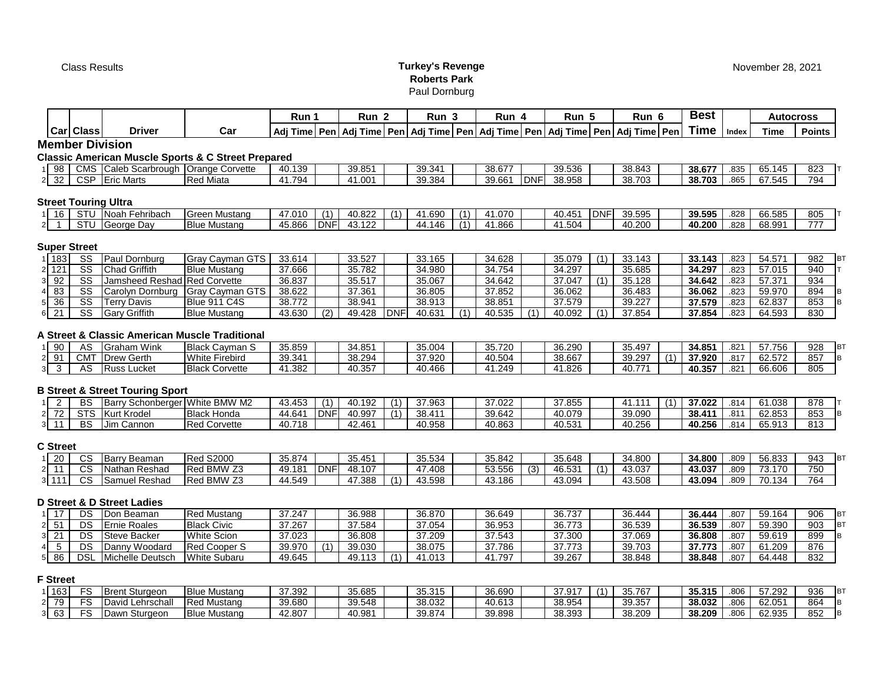Class Results

**Turkey's Revenge**
**Roberts Park**
Paul Dornburg

November 28, 2021

| | Car | Class | Driver | Car | Run 1 | | Run 2 | | Run 3 | | Run 4 | | Run 5 | | Run 6 | | Best | | Autocross | | |
|---|---|---|---|---|---|---|---|---|---|---|---|---|---|---|---|---|---|---|---|---|---|
| | | | | | Adj Time | Pen | Adj Time | Pen | Adj Time | Pen | Adj Time | Pen | Adj Time | Pen | Adj Time | Pen | Time | Index | Time | Points | |
| **Member Division** | | | | | | | | | | | | | | | | | | | | | |
| **Classic American Muscle Sports & C Street Prepared** | | | | | | | | | | | | | | | | | | | | | |
| 1 | 98 | CMS | Caleb Scarbrough | Orange Corvette | 40.139 | | 39.851 | | 39.341 | | 38.677 | | 39.536 | | 38.843 | | **38.677** | .835 | 65.145 | 823 | T |
| 2 | 32 | CSP | Eric Marts | Red Miata | 41.794 | | 41.001 | | 39.384 | | 39.661 | DNF | 38.958 | | 38.703 | | **38.703** | .865 | 67.545 | 794 | |
| **Street Touring Ultra** | | | | | | | | | | | | | | | | | | | | | |
| 1 | 16 | STU | Noah Fehribach | Green Mustang | 47.010 | (1) | 40.822 | (1) | 41.690 | (1) | 41.070 | | 40.451 | DNF | 39.595 | | **39.595** | .828 | 66.585 | 805 | T |
| 2 | 1 | STU | George Day | Blue Mustang | 45.866 | DNF | 43.122 | | 44.146 | (1) | 41.866 | | 41.504 | | 40.200 | | **40.200** | .828 | 68.991 | 777 | |
| **Super Street** | | | | | | | | | | | | | | | | | | | | | |
| 1 | 183 | SS | Paul Dornburg | Gray Cayman GTS | 33.614 | | 33.527 | | 33.165 | | 34.628 | | 35.079 | (1) | 33.143 | | **33.143** | .823 | 54.571 | 982 | BT |
| 2 | 121 | SS | Chad Griffith | Blue Mustang | 37.666 | | 35.782 | | 34.980 | | 34.754 | | 34.297 | | 35.685 | | **34.297** | .823 | 57.015 | 940 | T |
| 3 | 92 | SS | Jamsheed Reshad | Red Corvette | 36.837 | | 35.517 | | 35.067 | | 34.642 | | 37.047 | (1) | 35.128 | | **34.642** | .823 | 57.371 | 934 | |
| 4 | 83 | SS | Carolyn Dornburg | Gray Cayman GTS | 38.622 | | 37.361 | | 36.805 | | 37.852 | | 36.062 | | 36.483 | | **36.062** | .823 | 59.970 | 894 | B |
| 5 | 36 | SS | Terry Davis | Blue 911 C4S | 38.772 | | 38.941 | | 38.913 | | 38.851 | | 37.579 | | 39.227 | | **37.579** | .823 | 62.837 | 853 | B |
| 6 | 21 | SS | Gary Griffith | Blue Mustang | 43.630 | (2) | 49.428 | DNF | 40.631 | (1) | 40.535 | (1) | 40.092 | (1) | 37.854 | | **37.854** | .823 | 64.593 | 830 | |
| **A Street & Classic American Muscle Traditional** | | | | | | | | | | | | | | | | | | | | | |
| 1 | 90 | AS | Graham Wink | Black Cayman S | 35.859 | | 34.851 | | 35.004 | | 35.720 | | 36.290 | | 35.497 | | **34.851** | .821 | 57.756 | 928 | BT |
| 2 | 91 | CMT | Drew Gerth | White Firebird | 39.341 | | 38.294 | | 37.920 | | 40.504 | | 38.667 | | 39.297 | (1) | **37.920** | .817 | 62.572 | 857 | B |
| 3 | 3 | AS | Russ Lucket | Black Corvette | 41.382 | | 40.357 | | 40.466 | | 41.249 | | 41.826 | | 40.771 | | **40.357** | .821 | 66.606 | 805 | |
| **B Street & Street Touring Sport** | | | | | | | | | | | | | | | | | | | | | |
| 1 | 2 | BS | Barry Schonberger | White BMW M2 | 43.453 | (1) | 40.192 | (1) | 37.963 | | 37.022 | | 37.855 | | 41.111 | (1) | **37.022** | .814 | 61.038 | 878 | T |
| 2 | 72 | STS | Kurt Krodel | Black Honda | 44.641 | DNF | 40.997 | (1) | 38.411 | | 39.642 | | 40.079 | | 39.090 | | **38.411** | .811 | 62.853 | 853 | B |
| 3 | 11 | BS | Jim Cannon | Red Corvette | 40.718 | | 42.461 | | 40.958 | | 40.863 | | 40.531 | | 40.256 | | **40.256** | .814 | 65.913 | 813 | |
| **C Street** | | | | | | | | | | | | | | | | | | | | | |
| 1 | 20 | CS | Barry Beaman | Red S2000 | 35.874 | | 35.451 | | 35.534 | | 35.842 | | 35.648 | | 34.800 | | **34.800** | .809 | 56.833 | 943 | BT |
| 2 | 11 | CS | Nathan Reshad | Red BMW Z3 | 49.181 | DNF | 48.107 | | 47.408 | | 53.556 | (3) | 46.531 | (1) | 43.037 | | **43.037** | .809 | 73.170 | 750 | |
| 3 | 111 | CS | Samuel Reshad | Red BMW Z3 | 44.549 | | 47.388 | (1) | 43.598 | | 43.186 | | 43.094 | | 43.508 | | **43.094** | .809 | 70.134 | 764 | |
| **D Street & D Street Ladies** | | | | | | | | | | | | | | | | | | | | | |
| 1 | 17 | DS | Don Beaman | Red Mustang | 37.247 | | 36.988 | | 36.870 | | 36.649 | | 36.737 | | 36.444 | | **36.444** | .807 | 59.164 | 906 | BT |
| 2 | 51 | DS | Ernie Roales | Black Civic | 37.267 | | 37.584 | | 37.054 | | 36.953 | | 36.773 | | 36.539 | | **36.539** | .807 | 59.390 | 903 | BT |
| 3 | 21 | DS | Steve Backer | White Scion | 37.023 | | 36.808 | | 37.209 | | 37.543 | | 37.300 | | 37.069 | | **36.808** | .807 | 59.619 | 899 | B |
| 4 | 5 | DS | Danny Woodard | Red Cooper S | 39.970 | (1) | 39.030 | | 38.075 | | 37.786 | | 37.773 | | 39.703 | | **37.773** | .807 | 61.209 | 876 | |
| 5 | 86 | DSL | Michelle Deutsch | White Subaru | 49.645 | | 49.113 | (1) | 41.013 | | 41.797 | | 39.267 | | 38.848 | | **38.848** | .807 | 64.448 | 832 | |
| **F Street** | | | | | | | | | | | | | | | | | | | | | |
| 1 | 163 | FS | Brent Sturgeon | Blue Mustang | 37.392 | | 35.685 | | 35.315 | | 36.690 | | 37.917 | (1) | 35.767 | | **35.315** | .806 | 57.292 | 936 | BT |
| 2 | 79 | FS | David Lehrschall | Red Mustang | 39.680 | | 39.548 | | 38.032 | | 40.613 | | 38.954 | | 39.357 | | **38.032** | .806 | 62.051 | 864 | B |
| 3 | 63 | FS | Dawn Sturgeon | Blue Mustang | 42.807 | | 40.981 | | 39.874 | | 39.898 | | 38.393 | | 38.209 | | **38.209** | .806 | 62.935 | 852 | B |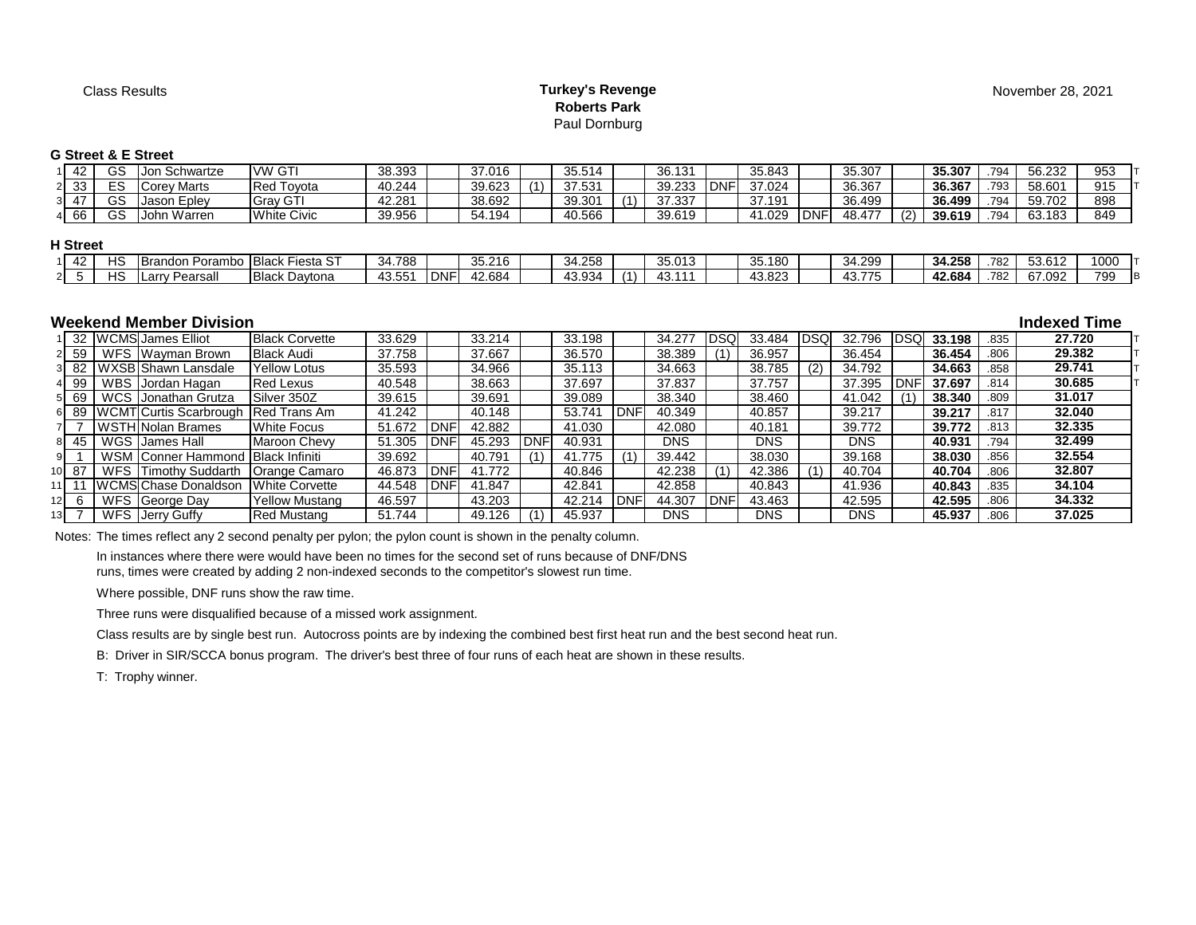Class Results

**Turkey's Revenge**
**Roberts Park**
Paul Dornburg

November 28, 2021

### G Street & E Street

| | | | | | | | | | | | | | | | | | | | | | |
|---|---|---|---|---|---|---|---|---|---|---|---|---|---|---|---|---|---|---|---|---|---|
| 1 | 42 | GS | Jon Schwartze | VW GTI | 38.393 | | 37.016 | | 35.514 | | 36.131 | | 35.843 | | 35.307 | | **35.307** | .794 | 56.232 | 953 | T |
| 2 | 33 | ES | Corey Marts | Red Toyota | 40.244 | | 39.623 | (1) | 37.531 | | 39.233 | DNF | 37.024 | | 36.367 | | **36.367** | .793 | 58.601 | 915 | T |
| 3 | 47 | GS | Jason Epley | Gray GTI | 42.281 | | 38.692 | | 39.301 | (1) | 37.337 | | 37.191 | | 36.499 | | **36.499** | .794 | 59.702 | 898 | |
| 4 | 66 | GS | John Warren | White Civic | 39.956 | | 54.194 | | 40.566 | | 39.619 | | 41.029 | DNF | 48.477 | (2) | **39.619** | .794 | 63.183 | 849 | |

### H Street

| | | | | | | | | | | | | | | | | | | | | | |
|---|---|---|---|---|---|---|---|---|---|---|---|---|---|---|---|---|---|---|---|---|---|
| 1 | 42 | HS | Brandon Porambo | Black Fiesta ST | 34.788 | | 35.216 | | 34.258 | | 35.013 | | 35.180 | | 34.299 | | **34.258** | .782 | 53.612 | 1000 | T |
| 2 | 5 | HS | Larry Pearsall | Black Daytona | 43.551 | DNF | 42.684 | | 43.934 | (1) | 43.111 | | 43.823 | | 43.775 | | **42.684** | .782 | 67.092 | 799 | B |

### Weekend Member Division

| | | | | | | | | | | | | | | | | | | | | Indexed Time | |
|---|---|---|---|---|---|---|---|---|---|---|---|---|---|---|---|---|---|---|---|---|---|
| 1 | 32 | WCMS | James Elliot | Black Corvette | 33.629 | | 33.214 | | 33.198 | | 34.277 | DSQ | 33.484 | DSQ | 32.796 | DSQ | **33.198** | .835 | | **27.720** | T |
| 2 | 59 | WFS | Wayman Brown | Black Audi | 37.758 | | 37.667 | | 36.570 | | 38.389 | (1) | 36.957 | | 36.454 | | **36.454** | .806 | | **29.382** | T |
| 3 | 82 | WXSB | Shawn Lansdale | Yellow Lotus | 35.593 | | 34.966 | | 35.113 | | 34.663 | | 38.785 | (2) | 34.792 | | **34.663** | .858 | | **29.741** | T |
| 4 | 99 | WBS | Jordan Hagan | Red Lexus | 40.548 | | 38.663 | | 37.697 | | 37.837 | | 37.757 | | 37.395 | DNF | **37.697** | .814 | | **30.685** | T |
| 5 | 69 | WCS | Jonathan Grutza | Silver 350Z | 39.615 | | 39.691 | | 39.089 | | 38.340 | | 38.460 | | 41.042 | (1) | **38.340** | .809 | | **31.017** | |
| 6 | 89 | WCMT | Curtis Scarbrough | Red Trans Am | 41.242 | | 40.148 | | 53.741 | DNF | 40.349 | | 40.857 | | 39.217 | | **39.217** | .817 | | **32.040** | |
| 7 | 7 | WSTH | Nolan Brames | White Focus | 51.672 | DNF | 42.882 | | 41.030 | | 42.080 | | 40.181 | | 39.772 | | **39.772** | .813 | | **32.335** | |
| 8 | 45 | WGS | James Hall | Maroon Chevy | 51.305 | DNF | 45.293 | DNF | 40.931 | | DNS | | DNS | | DNS | | **40.931** | .794 | | **32.499** | |
| 9 | 1 | WSM | Conner Hammond | Black Infiniti | 39.692 | | 40.791 | (1) | 41.775 | (1) | 39.442 | | 38.030 | | 39.168 | | **38.030** | .856 | | **32.554** | |
| 10 | 87 | WFS | Timothy Suddarth | Orange Camaro | 46.873 | DNF | 41.772 | | 40.846 | | 42.238 | (1) | 42.386 | (1) | 40.704 | | **40.704** | .806 | | **32.807** | |
| 11 | 11 | WCMS | Chase Donaldson | White Corvette | 44.548 | DNF | 41.847 | | 42.841 | | 42.858 | | 40.843 | | 41.936 | | **40.843** | .835 | | **34.104** | |
| 12 | 6 | WFS | George Day | Yellow Mustang | 46.597 | | 43.203 | | 42.214 | DNF | 44.307 | DNF | 43.463 | | 42.595 | | **42.595** | .806 | | **34.332** | |
| 13 | 7 | WFS | Jerry Guffy | Red Mustang | 51.744 | | 49.126 | (1) | 45.937 | | DNS | | DNS | | DNS | | **45.937** | .806 | | **37.025** | |

Notes: The times reflect any 2 second penalty per pylon; the pylon count is shown in the penalty column.

In instances where there were would have been no times for the second set of runs because of DNF/DNS runs, times were created by adding 2 non-indexed seconds to the competitor's slowest run time.

Where possible, DNF runs show the raw time.

Three runs were disqualified because of a missed work assignment.

Class results are by single best run. Autocross points are by indexing the combined best first heat run and the best second heat run.

B: Driver in SIR/SCCA bonus program. The driver's best three of four runs of each heat are shown in these results.

T: Trophy winner.